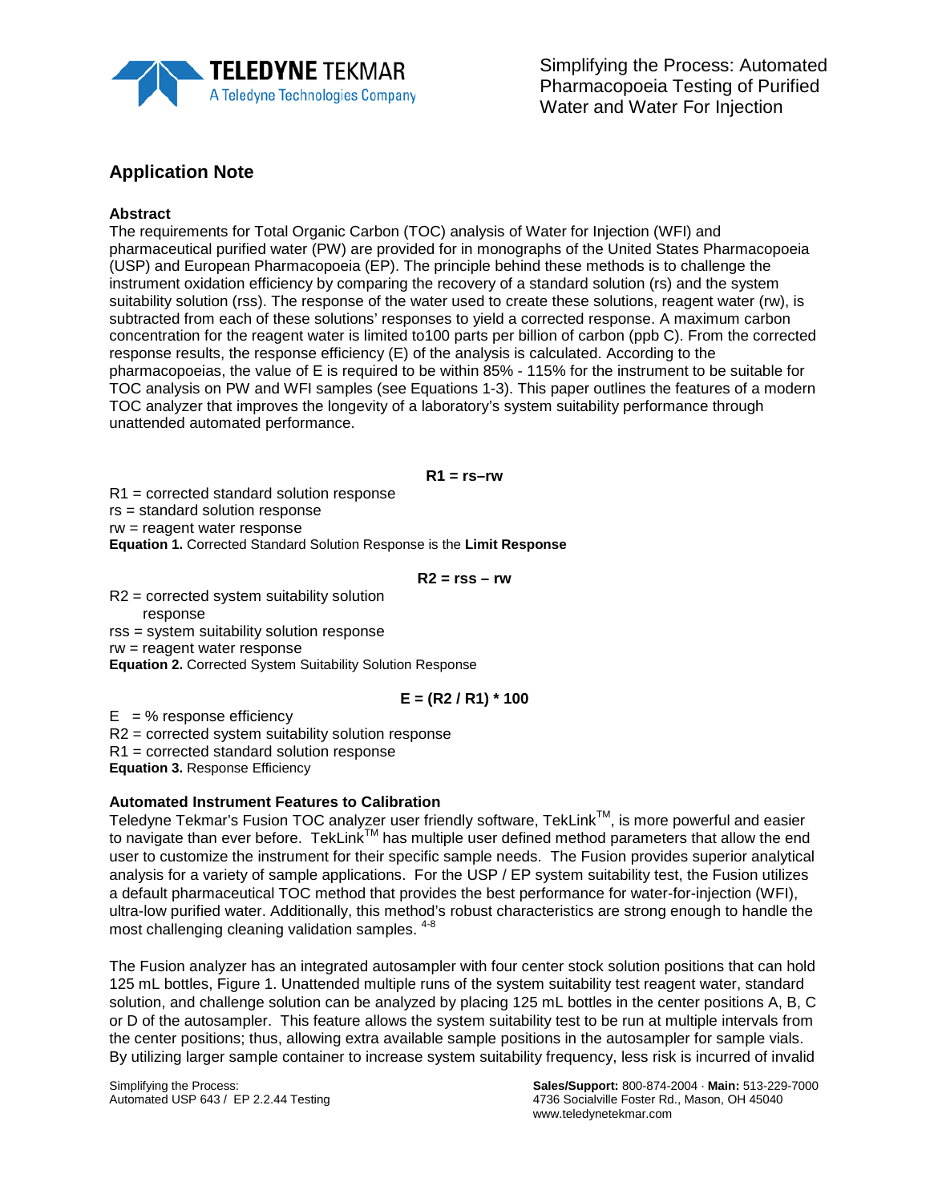# Simplifying the Process: Automated Pharmacopoeia Testing of Purified Water and Water For Injection

## Application Note

### Abstract

The requirements for Total Organic Carbon (TOC) analysis of Water for Injection (WFI) and pharmaceutical purified water (PW) are provided for in monographs of the United States Pharmacopoeia (USP) and European Pharmacopoeia (EP). The principle behind these methods is to challenge the instrument oxidation efficiency by comparing the recovery of a standard solution (rs) and the system suitability solution (rss). The response of the water used to create these solutions, reagent water (rw), is subtracted from each of these solutions' responses to yield a corrected response. A maximum carbon concentration for the reagent water is limited to100 parts per billion of carbon (ppb C). From the corrected response results, the response efficiency (E) of the analysis is calculated. According to the pharmacopoeias, the value of E is required to be within 85% - 115% for the instrument to be suitable for TOC analysis on PW and WFI samples (see Equations 1-3). This paper outlines the features of a modern TOC analyzer that improves the longevity of a laboratory's system suitability performance through unattended automated performance.

$$R1 = rs - rw$$

R1 = corrected standard solution response
rs = standard solution response
rw = reagent water response

**Equation 1.** Corrected Standard Solution Response is the **Limit Response**

$$R2 = rss - rw$$

R2 = corrected system suitability solution response
rss = system suitability solution response
rw = reagent water response

**Equation 2.** Corrected System Suitability Solution Response

$$E = (R2 / R1) * 100$$

E = % response efficiency
R2 = corrected system suitability solution response
R1 = corrected standard solution response

**Equation 3.** Response Efficiency

### Automated Instrument Features to Calibration

Teledyne Tekmar's Fusion TOC analyzer user friendly software, TekLink™, is more powerful and easier to navigate than ever before. TekLink™ has multiple user defined method parameters that allow the end user to customize the instrument for their specific sample needs. The Fusion provides superior analytical analysis for a variety of sample applications. For the USP / EP system suitability test, the Fusion utilizes a default pharmaceutical TOC method that provides the best performance for water-for-injection (WFI), ultra-low purified water. Additionally, this method's robust characteristics are strong enough to handle the most challenging cleaning validation samples. [4-8]

The Fusion analyzer has an integrated autosampler with four center stock solution positions that can hold 125 mL bottles, Figure 1. Unattended multiple runs of the system suitability test reagent water, standard solution, and challenge solution can be analyzed by placing 125 mL bottles in the center positions A, B, C or D of the autosampler. This feature allows the system suitability test to be run at multiple intervals from the center positions; thus, allowing extra available sample positions in the autosampler for sample vials. By utilizing larger sample container to increase system suitability frequency, less risk is incurred of invalid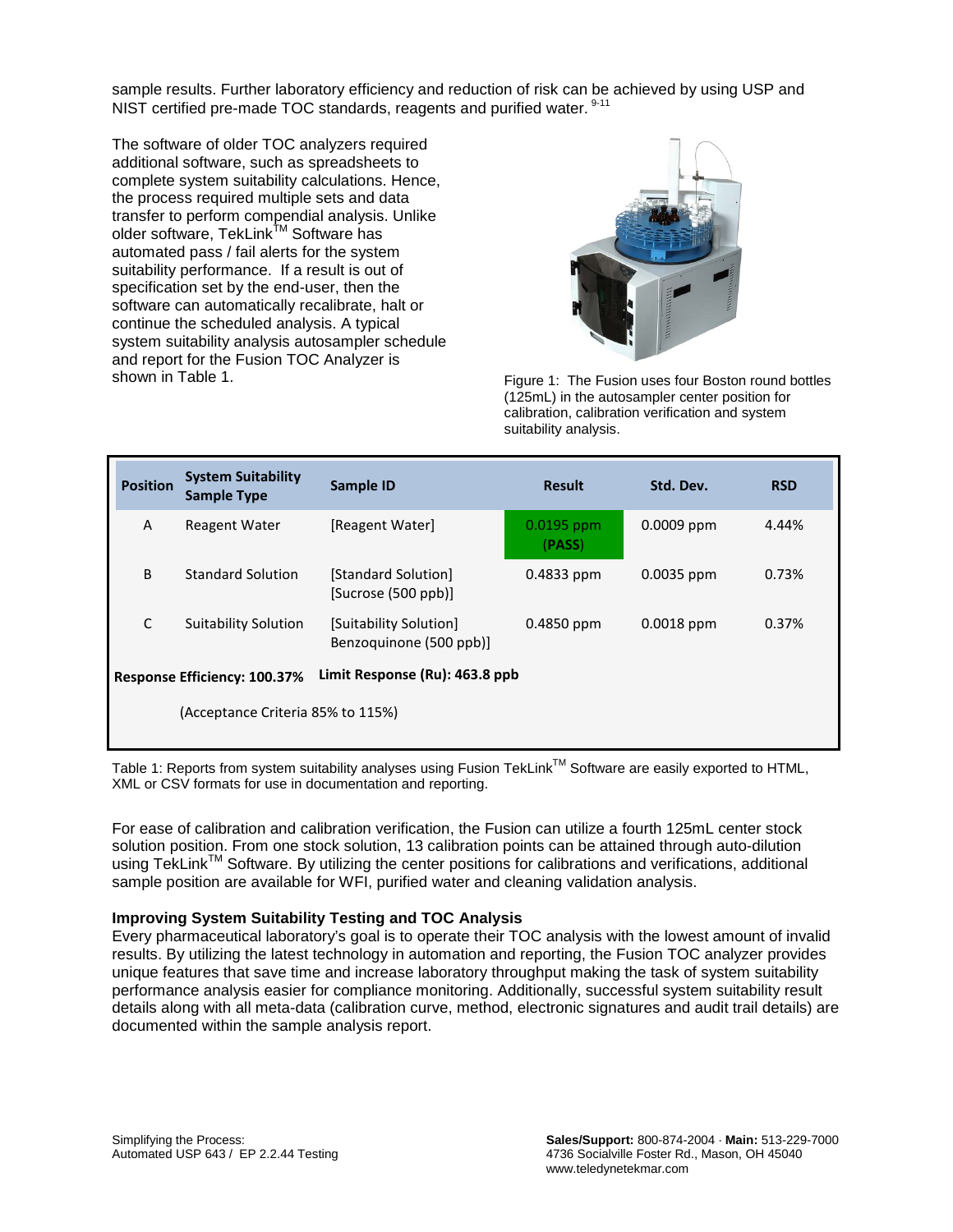sample results. Further laboratory efficiency and reduction of risk can be achieved by using USP and NIST certified pre-made TOC standards, reagents and purified water. [9-11]

The software of older TOC analyzers required additional software, such as spreadsheets to complete system suitability calculations. Hence, the process required multiple sets and data transfer to perform compendial analysis. Unlike older software, TekLink™ Software has automated pass / fail alerts for the system suitability performance. If a result is out of specification set by the end-user, then the software can automatically recalibrate, halt or continue the scheduled analysis. A typical system suitability analysis autosampler schedule and report for the Fusion TOC Analyzer is shown in Table 1.

Figure 1: The Fusion uses four Boston round bottles (125mL) in the autosampler center position for calibration, calibration verification and system suitability analysis.

| Position | System Suitability Sample Type | Sample ID | Result | Std. Dev. | RSD |
|---|---|---|---|---|---|
| A | Reagent Water | [Reagent Water] | 0.0195 ppm (PASS) | 0.0009 ppm | 4.44% |
| B | Standard Solution | [Standard Solution] [Sucrose (500 ppb)] | 0.4833 ppm | 0.0035 ppm | 0.73% |
| C | Suitability Solution | [Suitability Solution] Benzoquinone (500 ppb)] | 0.4850 ppm | 0.0018 ppm | 0.37% |
| **Response Efficiency: 100.37%** | | **Limit Response (Ru): 463.8 ppb** | | | |
| (Acceptance Criteria 85% to 115%) | | | | | |

Table 1: Reports from system suitability analyses using Fusion TekLink™ Software are easily exported to HTML, XML or CSV formats for use in documentation and reporting.

For ease of calibration and calibration verification, the Fusion can utilize a fourth 125mL center stock solution position. From one stock solution, 13 calibration points can be attained through auto-dilution using TekLink™ Software. By utilizing the center positions for calibrations and verifications, additional sample position are available for WFI, purified water and cleaning validation analysis.

### Improving System Suitability Testing and TOC Analysis

Every pharmaceutical laboratory's goal is to operate their TOC analysis with the lowest amount of invalid results. By utilizing the latest technology in automation and reporting, the Fusion TOC analyzer provides unique features that save time and increase laboratory throughput making the task of system suitability performance analysis easier for compliance monitoring. Additionally, successful system suitability result details along with all meta-data (calibration curve, method, electronic signatures and audit trail details) are documented within the sample analysis report.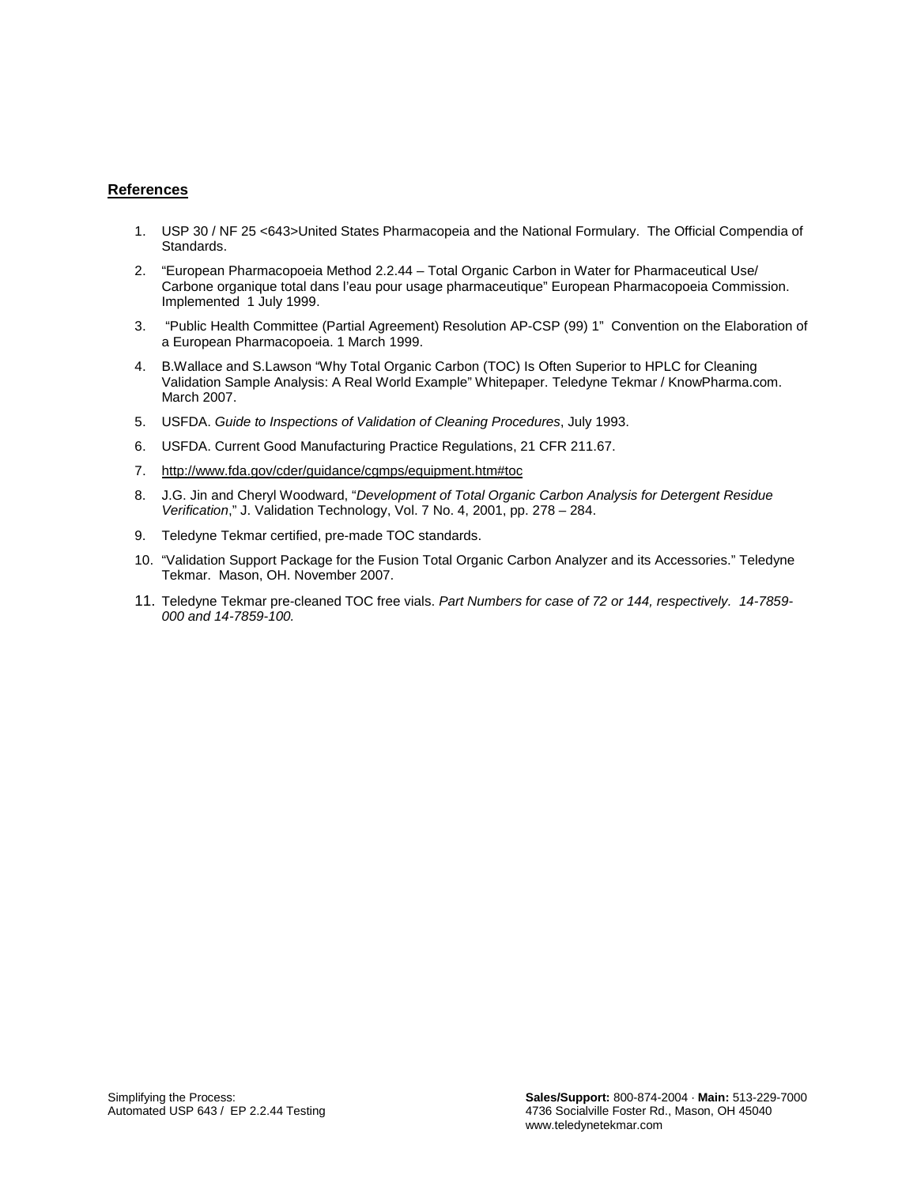## References

1. USP 30 / NF 25 <643>United States Pharmacopeia and the National Formulary. The Official Compendia of Standards.
2. "European Pharmacopoeia Method 2.2.44 – Total Organic Carbon in Water for Pharmaceutical Use/ Carbone organique total dans l'eau pour usage pharmaceutique" European Pharmacopoeia Commission. Implemented 1 July 1999.
3. "Public Health Committee (Partial Agreement) Resolution AP-CSP (99) 1" Convention on the Elaboration of a European Pharmacopoeia. 1 March 1999.
4. B.Wallace and S.Lawson "Why Total Organic Carbon (TOC) Is Often Superior to HPLC for Cleaning Validation Sample Analysis: A Real World Example" Whitepaper. Teledyne Tekmar / KnowPharma.com. March 2007.
5. USFDA. *Guide to Inspections of Validation of Cleaning Procedures*, July 1993.
6. USFDA. Current Good Manufacturing Practice Regulations, 21 CFR 211.67.
7. http://www.fda.gov/cder/guidance/cgmps/equipment.htm#toc
8. J.G. Jin and Cheryl Woodward, "*Development of Total Organic Carbon Analysis for Detergent Residue Verification*," J. Validation Technology, Vol. 7 No. 4, 2001, pp. 278 – 284.
9. Teledyne Tekmar certified, pre-made TOC standards.
10. "Validation Support Package for the Fusion Total Organic Carbon Analyzer and its Accessories." Teledyne Tekmar. Mason, OH. November 2007.
11. Teledyne Tekmar pre-cleaned TOC free vials. *Part Numbers for case of 72 or 144, respectively. 14-7859-000 and 14-7859-100.*